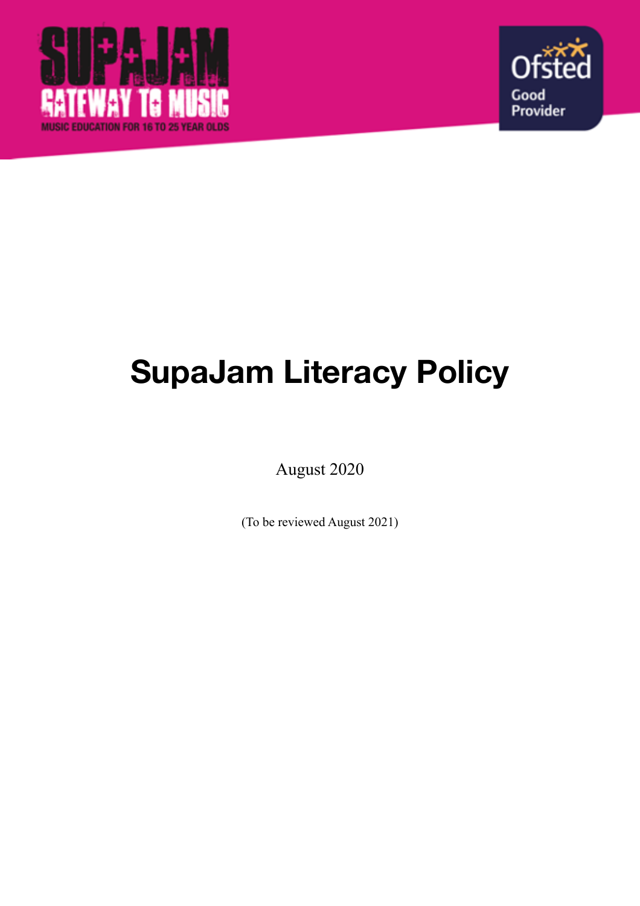# SupaJam Literacy Policy

August 2020

(To be reviewed August 2021)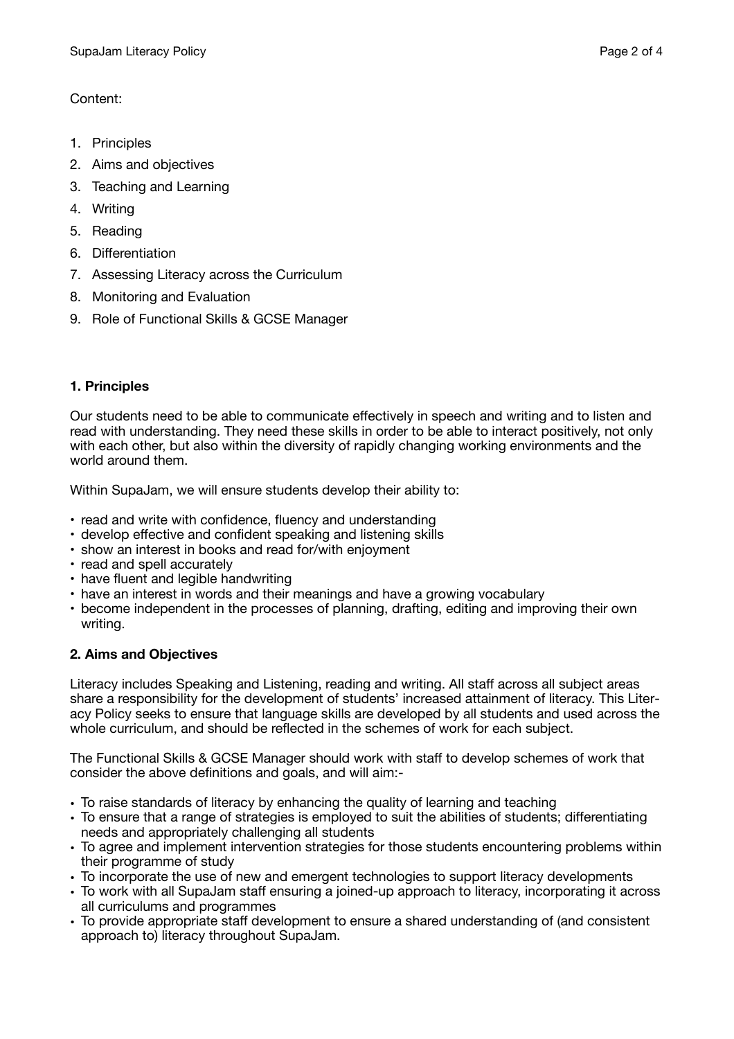Content:

1. Principles
2. Aims and objectives
3. Teaching and Learning
4. Writing
5. Reading
6. Differentiation
7. Assessing Literacy across the Curriculum
8. Monitoring and Evaluation
9. Role of Functional Skills & GCSE Manager

## 1. Principles

Our students need to be able to communicate effectively in speech and writing and to listen and read with understanding. They need these skills in order to be able to interact positively, not only with each other, but also within the diversity of rapidly changing working environments and the world around them.

Within SupaJam, we will ensure students develop their ability to:

- read and write with confidence, fluency and understanding
- develop effective and confident speaking and listening skills
- show an interest in books and read for/with enjoyment
- read and spell accurately
- have fluent and legible handwriting
- have an interest in words and their meanings and have a growing vocabulary
- become independent in the processes of planning, drafting, editing and improving their own writing.

## 2. Aims and Objectives

Literacy includes Speaking and Listening, reading and writing. All staff across all subject areas share a responsibility for the development of students' increased attainment of literacy. This Literacy Policy seeks to ensure that language skills are developed by all students and used across the whole curriculum, and should be reflected in the schemes of work for each subject.

The Functional Skills & GCSE Manager should work with staff to develop schemes of work that consider the above definitions and goals, and will aim:-

- To raise standards of literacy by enhancing the quality of learning and teaching
- To ensure that a range of strategies is employed to suit the abilities of students; differentiating needs and appropriately challenging all students
- To agree and implement intervention strategies for those students encountering problems within their programme of study
- To incorporate the use of new and emergent technologies to support literacy developments
- To work with all SupaJam staff ensuring a joined-up approach to literacy, incorporating it across all curriculums and programmes
- To provide appropriate staff development to ensure a shared understanding of (and consistent approach to) literacy throughout SupaJam.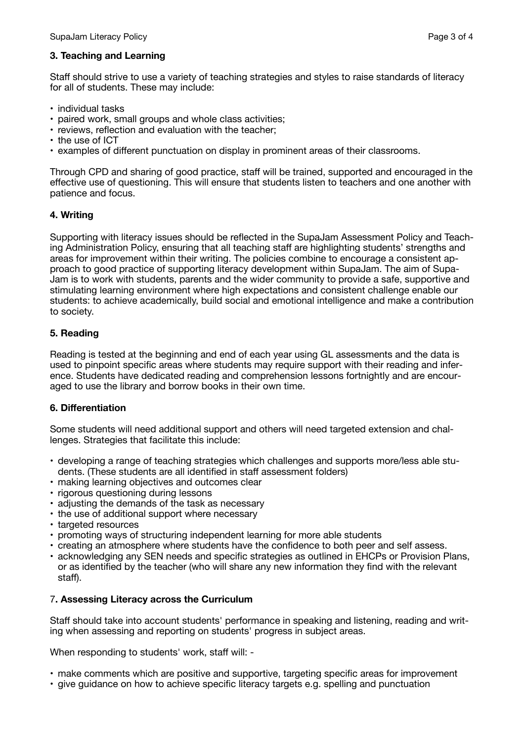### 3. Teaching and Learning

Staff should strive to use a variety of teaching strategies and styles to raise standards of literacy for all of students. These may include:

- individual tasks
- paired work, small groups and whole class activities;
- reviews, reflection and evaluation with the teacher;
- the use of ICT
- examples of different punctuation on display in prominent areas of their classrooms.

Through CPD and sharing of good practice, staff will be trained, supported and encouraged in the effective use of questioning. This will ensure that students listen to teachers and one another with patience and focus.

### 4. Writing

Supporting with literacy issues should be reflected in the SupaJam Assessment Policy and Teaching Administration Policy, ensuring that all teaching staff are highlighting students' strengths and areas for improvement within their writing. The policies combine to encourage a consistent approach to good practice of supporting literacy development within SupaJam. The aim of SupaJam is to work with students, parents and the wider community to provide a safe, supportive and stimulating learning environment where high expectations and consistent challenge enable our students: to achieve academically, build social and emotional intelligence and make a contribution to society.

### 5. Reading

Reading is tested at the beginning and end of each year using GL assessments and the data is used to pinpoint specific areas where students may require support with their reading and inference. Students have dedicated reading and comprehension lessons fortnightly and are encouraged to use the library and borrow books in their own time.

### 6. Differentiation

Some students will need additional support and others will need targeted extension and challenges. Strategies that facilitate this include:

- developing a range of teaching strategies which challenges and supports more/less able students. (These students are all identified in staff assessment folders)
- making learning objectives and outcomes clear
- rigorous questioning during lessons
- adjusting the demands of the task as necessary
- the use of additional support where necessary
- targeted resources
- promoting ways of structuring independent learning for more able students
- creating an atmosphere where students have the confidence to both peer and self assess.
- acknowledging any SEN needs and specific strategies as outlined in EHCPs or Provision Plans, or as identified by the teacher (who will share any new information they find with the relevant staff).

### 7. Assessing Literacy across the Curriculum

Staff should take into account students' performance in speaking and listening, reading and writing when assessing and reporting on students' progress in subject areas.

When responding to students' work, staff will: -

- make comments which are positive and supportive, targeting specific areas for improvement
- give guidance on how to achieve specific literacy targets e.g. spelling and punctuation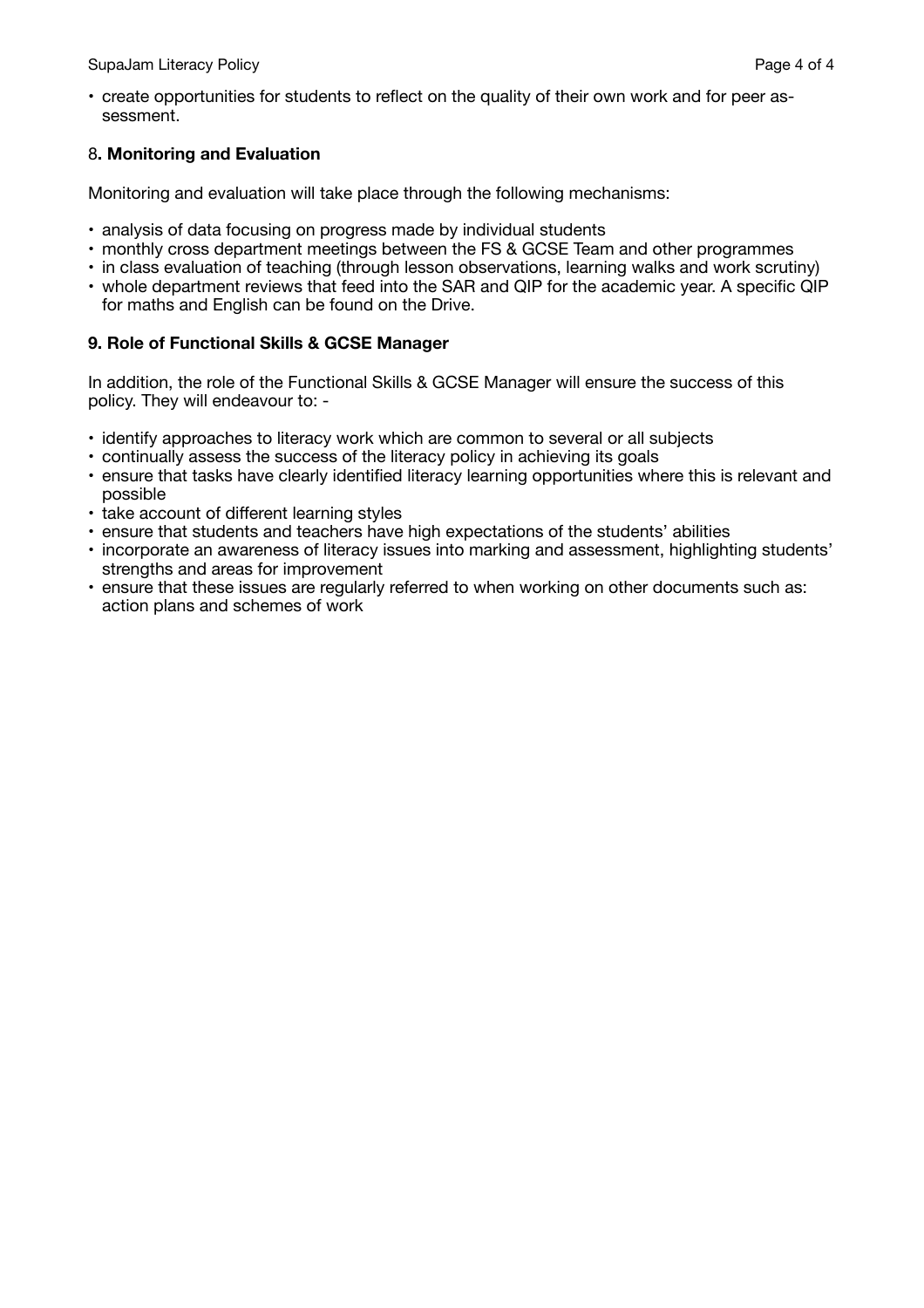- create opportunities for students to reflect on the quality of their own work and for peer assessment.

## 8. Monitoring and Evaluation

Monitoring and evaluation will take place through the following mechanisms:

- analysis of data focusing on progress made by individual students
- monthly cross department meetings between the FS & GCSE Team and other programmes
- in class evaluation of teaching (through lesson observations, learning walks and work scrutiny)
- whole department reviews that feed into the SAR and QIP for the academic year. A specific QIP for maths and English can be found on the Drive.

## 9. Role of Functional Skills & GCSE Manager

In addition, the role of the Functional Skills & GCSE Manager will ensure the success of this policy. They will endeavour to: -

- identify approaches to literacy work which are common to several or all subjects
- continually assess the success of the literacy policy in achieving its goals
- ensure that tasks have clearly identified literacy learning opportunities where this is relevant and possible
- take account of different learning styles
- ensure that students and teachers have high expectations of the students' abilities
- incorporate an awareness of literacy issues into marking and assessment, highlighting students' strengths and areas for improvement
- ensure that these issues are regularly referred to when working on other documents such as: action plans and schemes of work